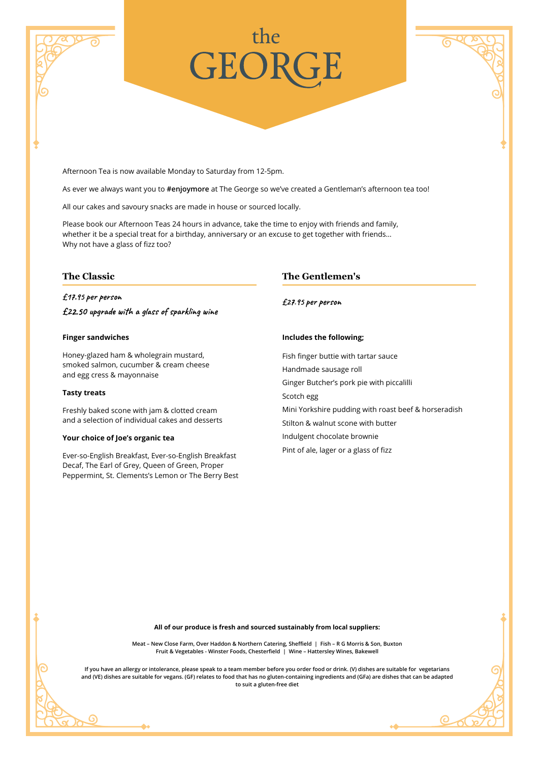# the GEORGE

Afternoon Tea is now available Monday to Saturday from 12-5pm.

As ever we always want you to **#enjoymore** at The George so we've created a Gentleman's afternoon tea too!

All our cakes and savoury snacks are made in house or sourced locally.

Please book our Afternoon Teas 24 hours in advance, take the time to enjoy with friends and family, whether it be a special treat for a birthday, anniversary or an excuse to get together with friends... Why not have a glass of fizz too?

## The Classic

*£17.95 per person*

*£22.50 upgrade with a glass of sparkling wine*

**Finger sandwiches**

Honey-glazed ham & wholegrain mustard, smoked salmon, cucumber & cream cheese and egg cress & mayonnaise

**Tasty treats**

Freshly baked scone with jam & clotted cream and a selection of individual cakes and desserts

**Your choice of Joe's organic tea**

Ever-so-English Breakfast, Ever-so-English Breakfast Decaf, The Earl of Grey, Queen of Green, Proper Peppermint, St. Clements's Lemon or The Berry Best

## The Gentlemen's

*£27.95 per person*

**Includes the following;**

Fish finger buttie with tartar sauce

Handmade sausage roll

Ginger Butcher's pork pie with piccalilli

Scotch egg

Mini Yorkshire pudding with roast beef & horseradish

Stilton & walnut scone with butter

Indulgent chocolate brownie

Pint of ale, lager or a glass of fizz

**All of our produce is fresh and sourced sustainably from local suppliers:**

**Meat – New Close Farm, Over Haddon & Northern Catering, Sheffield | Fish – R G Morris & Son, Buxton**
**Fruit & Vegetables - Winster Foods, Chesterfield | Wine – Hattersley Wines, Bakewell**

**If you have an allergy or intolerance, please speak to a team member before you order food or drink. (V) dishes are suitable for vegetarians and (VE) dishes are suitable for vegans. (GF) relates to food that has no gluten-containing ingredients and (GFa) are dishes that can be adapted to suit a gluten-free diet**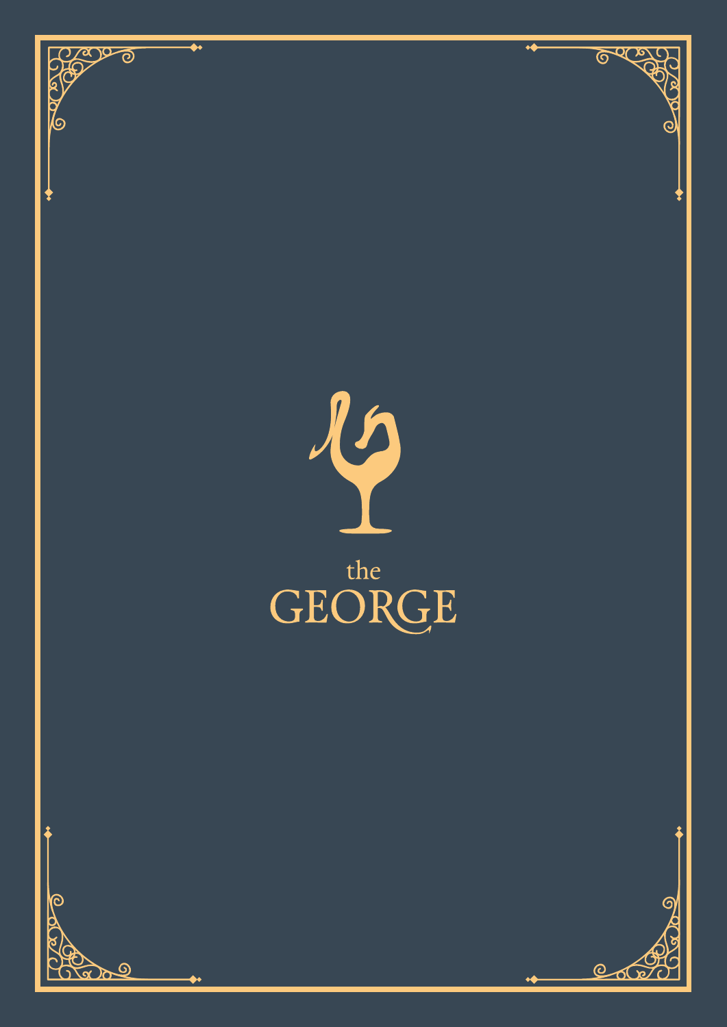the
GEORGE